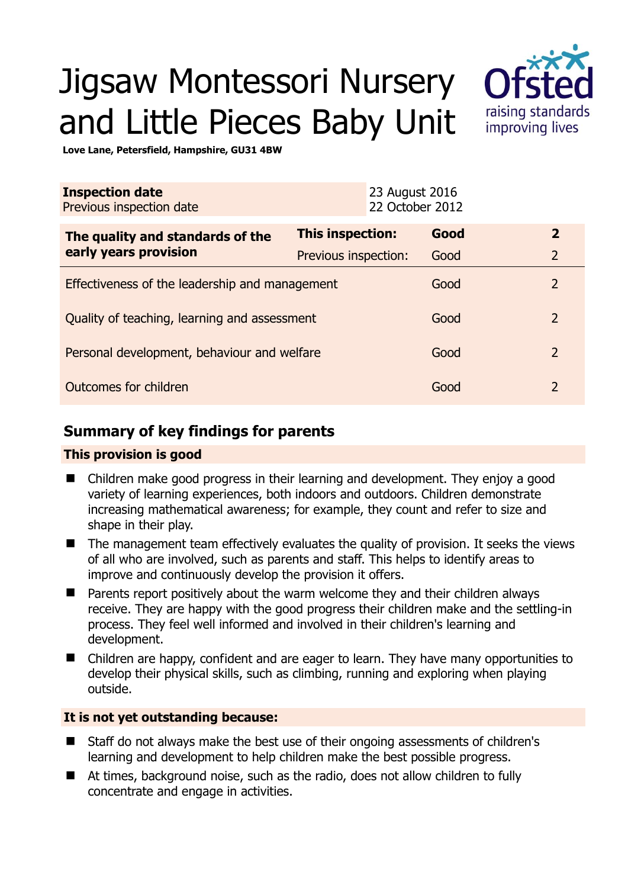# Jigsaw Montessori Nursery and Little Pieces Baby Unit

**Love Lane, Petersfield, Hampshire, GU31 4BW**

| **Inspection date** | 23 August 2016 |
|---|---|
| Previous inspection date | 22 October 2012 |

| **The quality and standards of the early years provision** | **This inspection:** | **Good** | **2** |
|---|---|---|---|
| | Previous inspection: | Good | 2 |
| Effectiveness of the leadership and management | | Good | 2 |
| Quality of teaching, learning and assessment | | Good | 2 |
| Personal development, behaviour and welfare | | Good | 2 |
| Outcomes for children | | Good | 2 |

## Summary of key findings for parents

### This provision is good

- Children make good progress in their learning and development. They enjoy a good variety of learning experiences, both indoors and outdoors. Children demonstrate increasing mathematical awareness; for example, they count and refer to size and shape in their play.
- The management team effectively evaluates the quality of provision. It seeks the views of all who are involved, such as parents and staff. This helps to identify areas to improve and continuously develop the provision it offers.
- Parents report positively about the warm welcome they and their children always receive. They are happy with the good progress their children make and the settling-in process. They feel well informed and involved in their children's learning and development.
- Children are happy, confident and are eager to learn. They have many opportunities to develop their physical skills, such as climbing, running and exploring when playing outside.

### It is not yet outstanding because:

- Staff do not always make the best use of their ongoing assessments of children's learning and development to help children make the best possible progress.
- At times, background noise, such as the radio, does not allow children to fully concentrate and engage in activities.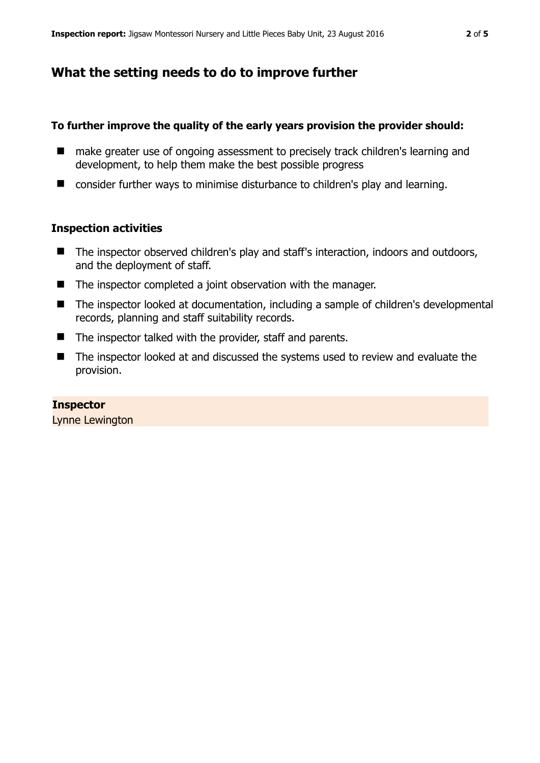## What the setting needs to do to improve further

**To further improve the quality of the early years provision the provider should:**

- make greater use of ongoing assessment to precisely track children's learning and development, to help them make the best possible progress
- consider further ways to minimise disturbance to children's play and learning.

### Inspection activities

- The inspector observed children's play and staff's interaction, indoors and outdoors, and the deployment of staff.
- The inspector completed a joint observation with the manager.
- The inspector looked at documentation, including a sample of children's developmental records, planning and staff suitability records.
- The inspector talked with the provider, staff and parents.
- The inspector looked at and discussed the systems used to review and evaluate the provision.

**Inspector**
Lynne Lewington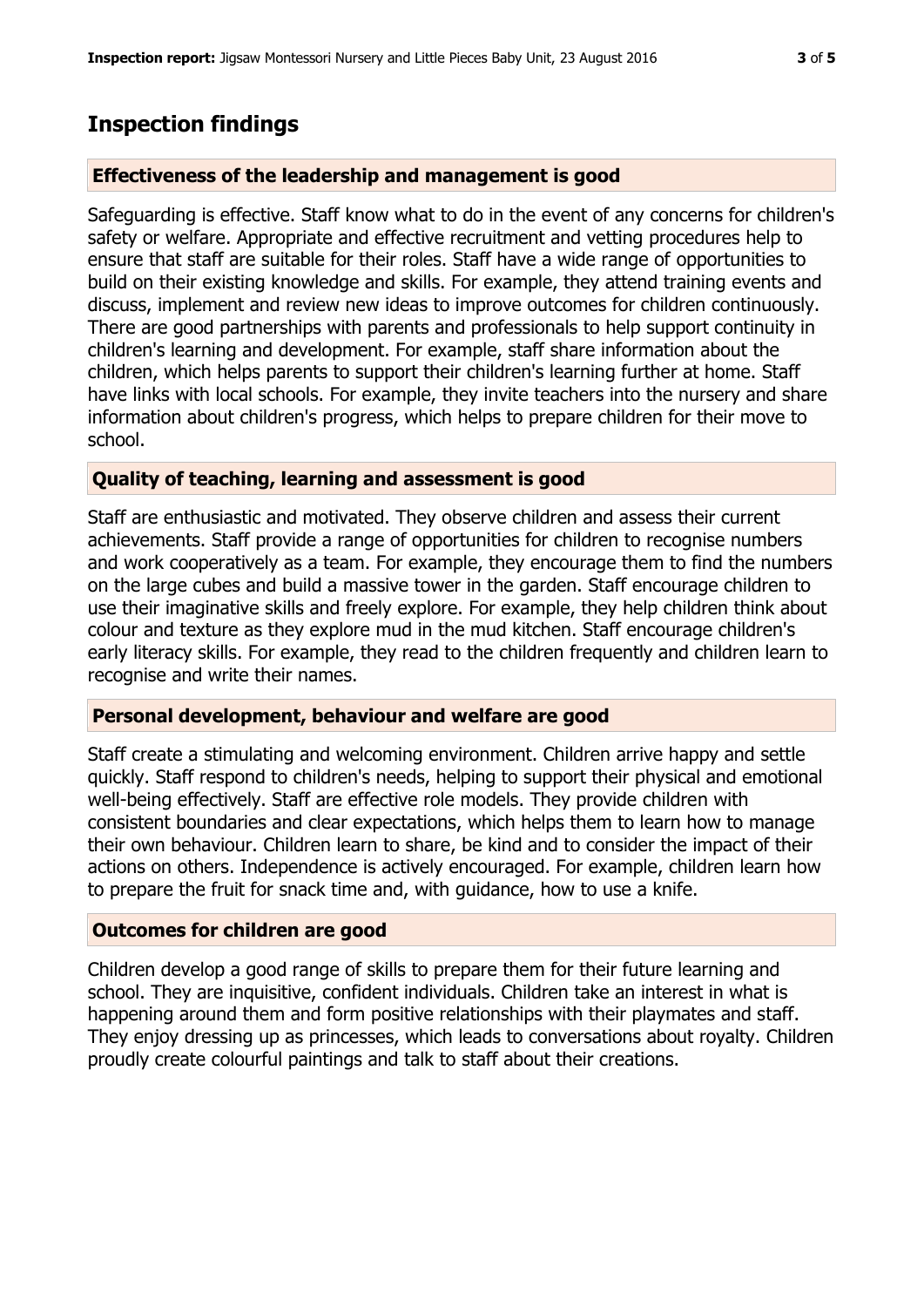## Inspection findings

### Effectiveness of the leadership and management is good

Safeguarding is effective. Staff know what to do in the event of any concerns for children's safety or welfare. Appropriate and effective recruitment and vetting procedures help to ensure that staff are suitable for their roles. Staff have a wide range of opportunities to build on their existing knowledge and skills. For example, they attend training events and discuss, implement and review new ideas to improve outcomes for children continuously. There are good partnerships with parents and professionals to help support continuity in children's learning and development. For example, staff share information about the children, which helps parents to support their children's learning further at home. Staff have links with local schools. For example, they invite teachers into the nursery and share information about children's progress, which helps to prepare children for their move to school.

### Quality of teaching, learning and assessment is good

Staff are enthusiastic and motivated. They observe children and assess their current achievements. Staff provide a range of opportunities for children to recognise numbers and work cooperatively as a team. For example, they encourage them to find the numbers on the large cubes and build a massive tower in the garden. Staff encourage children to use their imaginative skills and freely explore. For example, they help children think about colour and texture as they explore mud in the mud kitchen. Staff encourage children's early literacy skills. For example, they read to the children frequently and children learn to recognise and write their names.

### Personal development, behaviour and welfare are good

Staff create a stimulating and welcoming environment. Children arrive happy and settle quickly. Staff respond to children's needs, helping to support their physical and emotional well-being effectively. Staff are effective role models. They provide children with consistent boundaries and clear expectations, which helps them to learn how to manage their own behaviour. Children learn to share, be kind and to consider the impact of their actions on others. Independence is actively encouraged. For example, children learn how to prepare the fruit for snack time and, with guidance, how to use a knife.

### Outcomes for children are good

Children develop a good range of skills to prepare them for their future learning and school. They are inquisitive, confident individuals. Children take an interest in what is happening around them and form positive relationships with their playmates and staff. They enjoy dressing up as princesses, which leads to conversations about royalty. Children proudly create colourful paintings and talk to staff about their creations.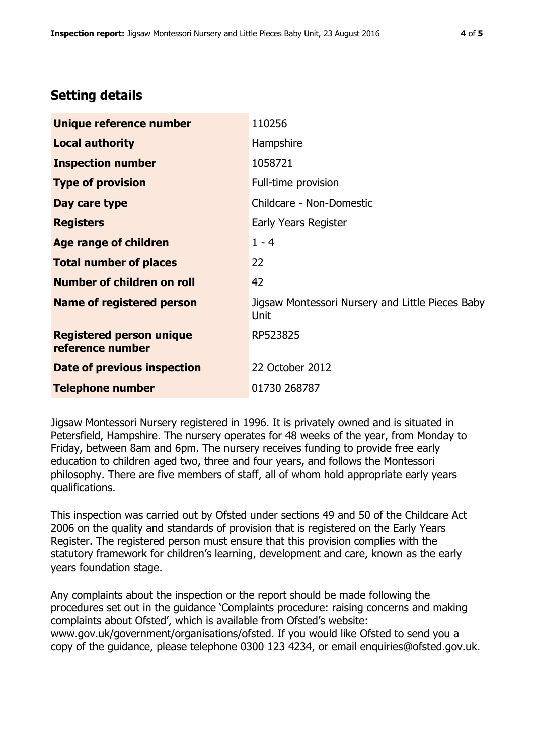## Setting details

| | |
|---|---|
| **Unique reference number** | 110256 |
| **Local authority** | Hampshire |
| **Inspection number** | 1058721 |
| **Type of provision** | Full-time provision |
| **Day care type** | Childcare - Non-Domestic |
| **Registers** | Early Years Register |
| **Age range of children** | 1 - 4 |
| **Total number of places** | 22 |
| **Number of children on roll** | 42 |
| **Name of registered person** | Jigsaw Montessori Nursery and Little Pieces Baby Unit |
| **Registered person unique reference number** | RP523825 |
| **Date of previous inspection** | 22 October 2012 |
| **Telephone number** | 01730 268787 |

Jigsaw Montessori Nursery registered in 1996. It is privately owned and is situated in Petersfield, Hampshire. The nursery operates for 48 weeks of the year, from Monday to Friday, between 8am and 6pm. The nursery receives funding to provide free early education to children aged two, three and four years, and follows the Montessori philosophy. There are five members of staff, all of whom hold appropriate early years qualifications.

This inspection was carried out by Ofsted under sections 49 and 50 of the Childcare Act 2006 on the quality and standards of provision that is registered on the Early Years Register. The registered person must ensure that this provision complies with the statutory framework for children's learning, development and care, known as the early years foundation stage.

Any complaints about the inspection or the report should be made following the procedures set out in the guidance 'Complaints procedure: raising concerns and making complaints about Ofsted', which is available from Ofsted's website: www.gov.uk/government/organisations/ofsted. If you would like Ofsted to send you a copy of the guidance, please telephone 0300 123 4234, or email enquiries@ofsted.gov.uk.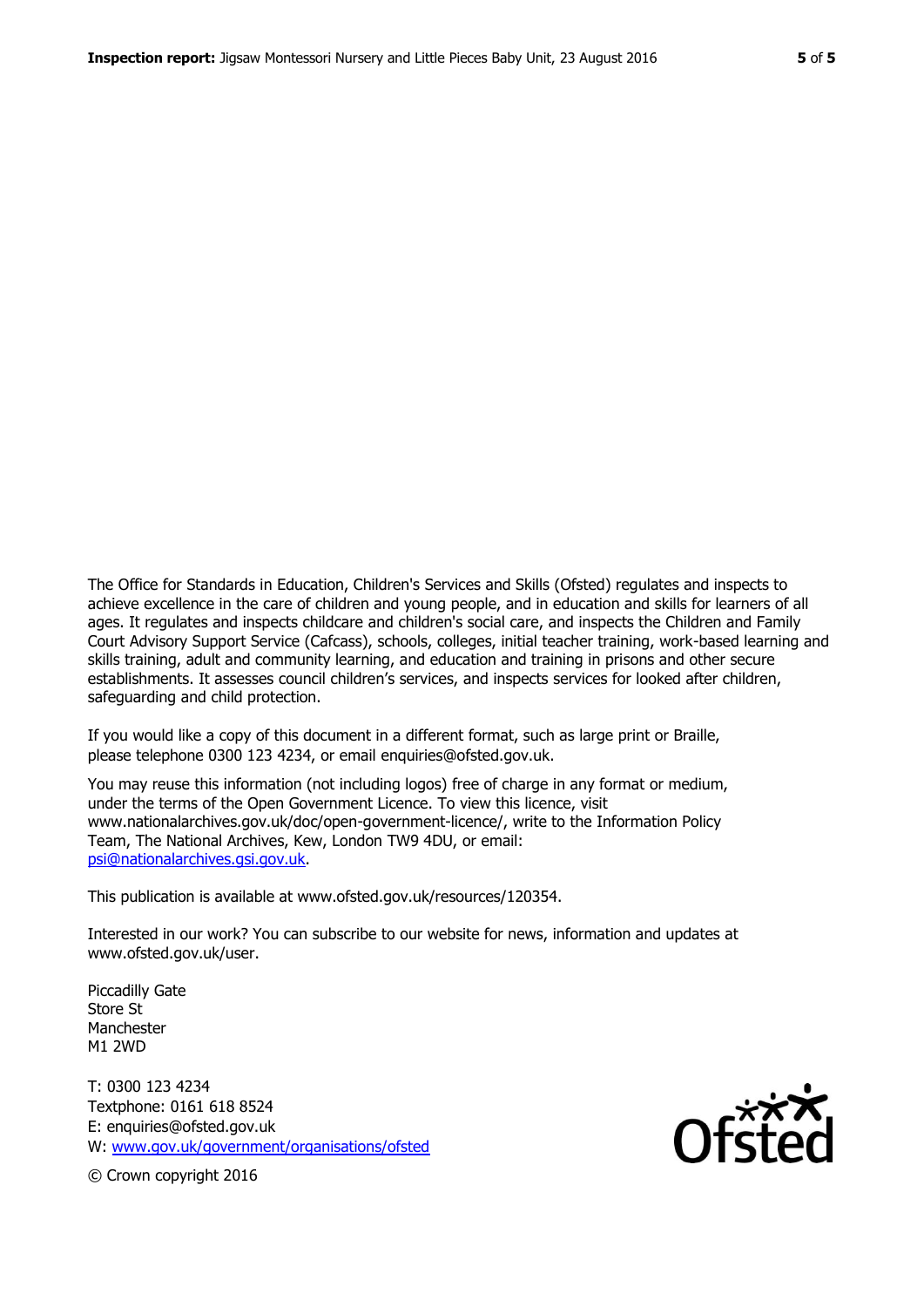The Office for Standards in Education, Children's Services and Skills (Ofsted) regulates and inspects to achieve excellence in the care of children and young people, and in education and skills for learners of all ages. It regulates and inspects childcare and children's social care, and inspects the Children and Family Court Advisory Support Service (Cafcass), schools, colleges, initial teacher training, work-based learning and skills training, adult and community learning, and education and training in prisons and other secure establishments. It assesses council children's services, and inspects services for looked after children, safeguarding and child protection.

If you would like a copy of this document in a different format, such as large print or Braille, please telephone 0300 123 4234, or email enquiries@ofsted.gov.uk.

You may reuse this information (not including logos) free of charge in any format or medium, under the terms of the Open Government Licence. To view this licence, visit www.nationalarchives.gov.uk/doc/open-government-licence/, write to the Information Policy Team, The National Archives, Kew, London TW9 4DU, or email: psi@nationalarchives.gsi.gov.uk.

This publication is available at www.ofsted.gov.uk/resources/120354.

Interested in our work? You can subscribe to our website for news, information and updates at www.ofsted.gov.uk/user.

Piccadilly Gate
Store St
Manchester
M1 2WD

T: 0300 123 4234
Textphone: 0161 618 8524
E: enquiries@ofsted.gov.uk
W: www.gov.uk/government/organisations/ofsted

© Crown copyright 2016